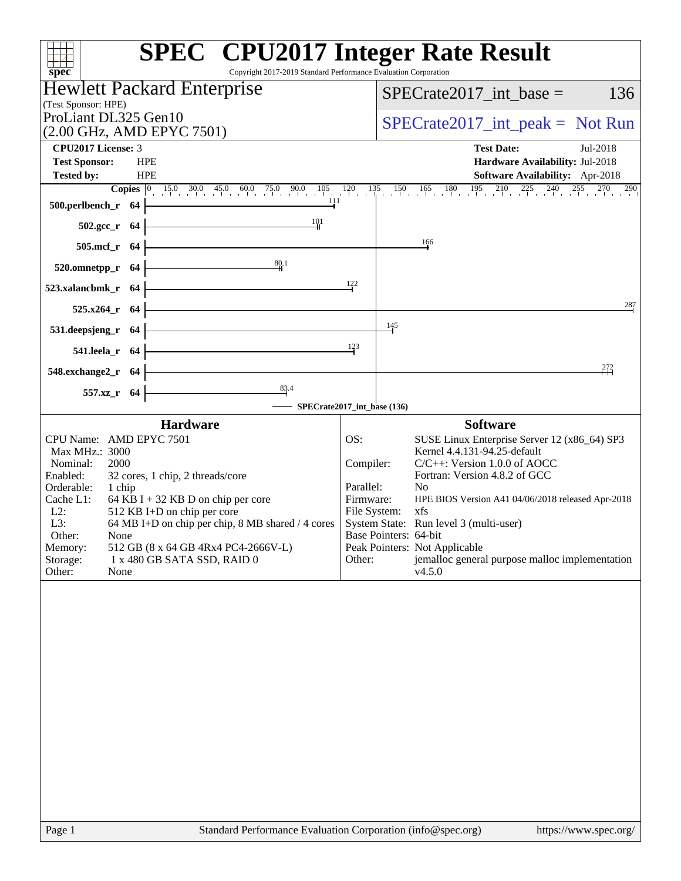# SPEC CPU2017 Integer Rate Result

Copyright 2017-2019 Standard Performance Evaluation Corporation

## Hewlett Packard Enterprise

(Test Sponsor: HPE)

ProLiant DL325 Gen10
(2.00 GHz, AMD EPYC 7501)

SPECrate2017_int_base = 136

SPECrate2017_int_peak = Not Run

| | | | |
|---|---|---|---|
| **CPU2017 License:** | 3 | **Test Date:** | Jul-2018 |
| **Test Sponsor:** | HPE | **Hardware Availability:** | Jul-2018 |
| **Tested by:** | HPE | **Software Availability:** | Apr-2018 |

| Benchmark | Copies | SPECrate2017_int_base |
|---|---|---|
| 500.perlbench_r | 64 | 111 |
| 502.gcc_r | 64 | 101 |
| 505.mcf_r | 64 | 166 |
| 520.omnetpp_r | 64 | 80.1 |
| 523.xalancbmk_r | 64 | 122 |
| 525.x264_r | 64 | 287 |
| 531.deepsjeng_r | 64 | 145 |
| 541.leela_r | 64 | 123 |
| 548.exchange2_r | 64 | 272 |
| 557.xz_r | 64 | 83.4 |

SPECrate2017_int_base (136)

### Hardware

| | |
|---|---|
| CPU Name: | AMD EPYC 7501 |
| Max MHz.: | 3000 |
| Nominal: | 2000 |
| Enabled: | 32 cores, 1 chip, 2 threads/core |
| Orderable: | 1 chip |
| Cache L1: | 64 KB I + 32 KB D on chip per core |
| L2: | 512 KB I+D on chip per core |
| L3: | 64 MB I+D on chip per chip, 8 MB shared / 4 cores |
| Other: | None |
| Memory: | 512 GB (8 x 64 GB 4Rx4 PC4-2666V-L) |
| Storage: | 1 x 480 GB SATA SSD, RAID 0 |
| Other: | None |

### Software

| | |
|---|---|
| OS: | SUSE Linux Enterprise Server 12 (x86_64) SP3 Kernel 4.4.131-94.25-default |
| Compiler: | C/C++: Version 1.0.0 of AOCC Fortran: Version 4.8.2 of GCC |
| Parallel: | No |
| Firmware: | HPE BIOS Version A41 04/06/2018 released Apr-2018 |
| File System: | xfs |
| System State: | Run level 3 (multi-user) |
| Base Pointers: | 64-bit |
| Peak Pointers: | Not Applicable |
| Other: | jemalloc general purpose malloc implementation v4.5.0 |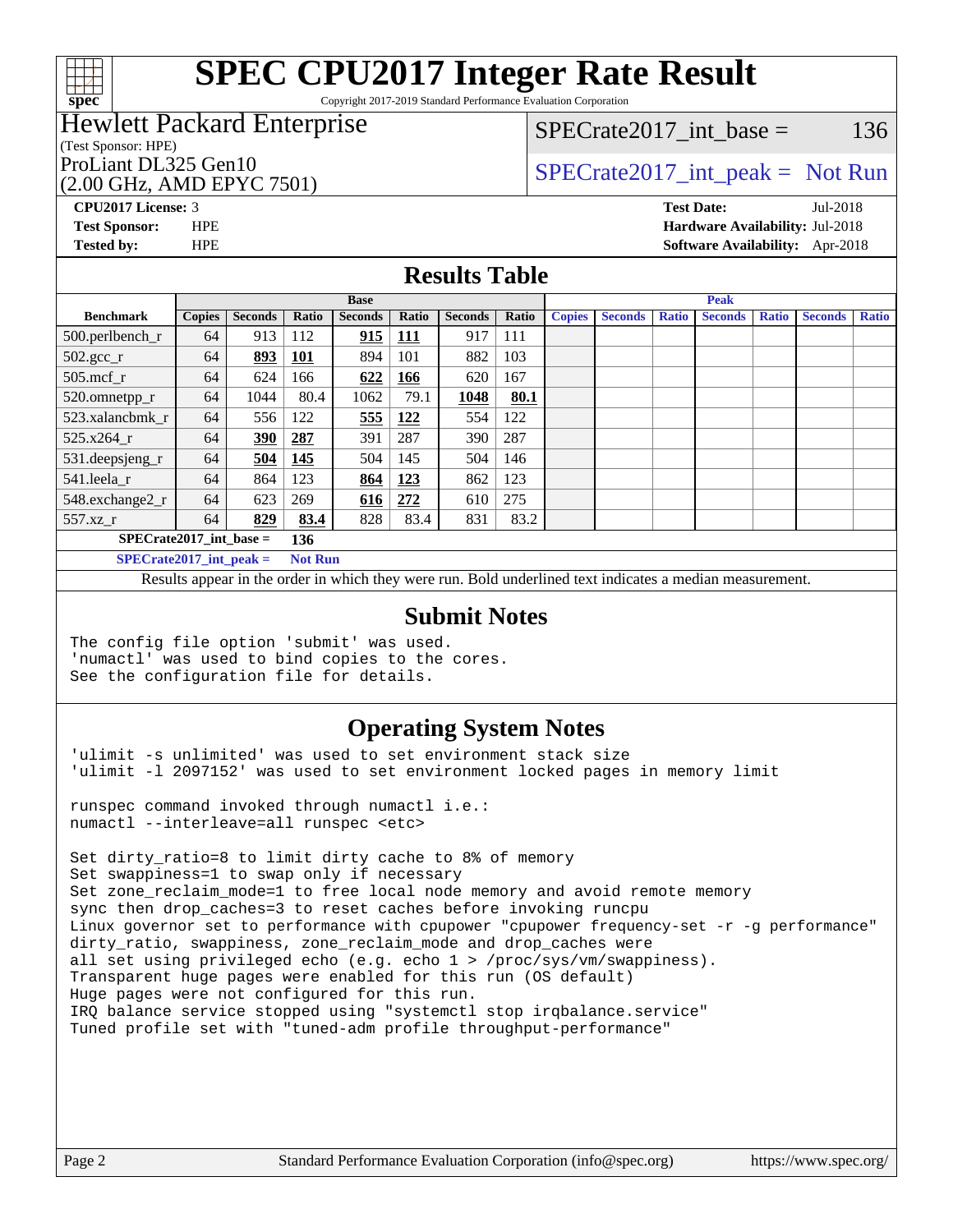# SPEC CPU2017 Integer Rate Result

Copyright 2017-2019 Standard Performance Evaluation Corporation

**Hewlett Packard Enterprise**
(Test Sponsor: HPE)
ProLiant DL325 Gen10
(2.00 GHz, AMD EPYC 7501)

SPECrate2017_int_base = 136

SPECrate2017_int_peak = Not Run

**CPU2017 License:** 3
**Test Sponsor:** HPE
**Tested by:** HPE

**Test Date:** Jul-2018
**Hardware Availability:** Jul-2018
**Software Availability:** Apr-2018

## Results Table

| Benchmark | Base | | | | | | | Peak | | | | | | |
|---|---|---|---|---|---|---|---|---|---|---|---|---|---|---|
| | Copies | Seconds | Ratio | Seconds | Ratio | Seconds | Ratio | Copies | Seconds | Ratio | Seconds | Ratio | Seconds | Ratio |
| 500.perlbench_r | 64 | 913 | 112 | **915** | **111** | 917 | 111 | | | | | | | |
| 502.gcc_r | 64 | **893** | **101** | 894 | 101 | 882 | 103 | | | | | | | |
| 505.mcf_r | 64 | 624 | 166 | **622** | **166** | 620 | 167 | | | | | | | |
| 520.omnetpp_r | 64 | 1044 | 80.4 | 1062 | 79.1 | **1048** | **80.1** | | | | | | | |
| 523.xalancbmk_r | 64 | 556 | 122 | **555** | **122** | 554 | 122 | | | | | | | |
| 525.x264_r | 64 | **390** | **287** | 391 | 287 | 390 | 287 | | | | | | | |
| 531.deepsjeng_r | 64 | **504** | **145** | 504 | 145 | 504 | 146 | | | | | | | |
| 541.leela_r | 64 | 864 | 123 | **864** | **123** | 862 | 123 | | | | | | | |
| 548.exchange2_r | 64 | 623 | 269 | **616** | **272** | 610 | 275 | | | | | | | |
| 557.xz_r | 64 | **829** | **83.4** | 828 | 83.4 | 831 | 83.2 | | | | | | | |

**SPECrate2017_int_base = 136**

**SPECrate2017_int_peak = Not Run**

Results appear in the order in which they were run. Bold underlined text indicates a median measurement.

## Submit Notes

```
The config file option 'submit' was used.
'numactl' was used to bind copies to the cores.
See the configuration file for details.
```

## Operating System Notes

```
'ulimit -s unlimited' was used to set environment stack size
'ulimit -l 2097152' was used to set environment locked pages in memory limit

runspec command invoked through numactl i.e.:
numactl --interleave=all runspec <etc>

Set dirty_ratio=8 to limit dirty cache to 8% of memory
Set swappiness=1 to swap only if necessary
Set zone_reclaim_mode=1 to free local node memory and avoid remote memory
sync then drop_caches=3 to reset caches before invoking runcpu
Linux governor set to performance with cpupower "cpupower frequency-set -r -g performance"
dirty_ratio, swappiness, zone_reclaim_mode and drop_caches were
all set using privileged echo (e.g. echo 1 > /proc/sys/vm/swappiness).
Transparent huge pages were enabled for this run (OS default)
Huge pages were not configured for this run.
IRQ balance service stopped using "systemctl stop irqbalance.service"
Tuned profile set with "tuned-adm profile throughput-performance"
```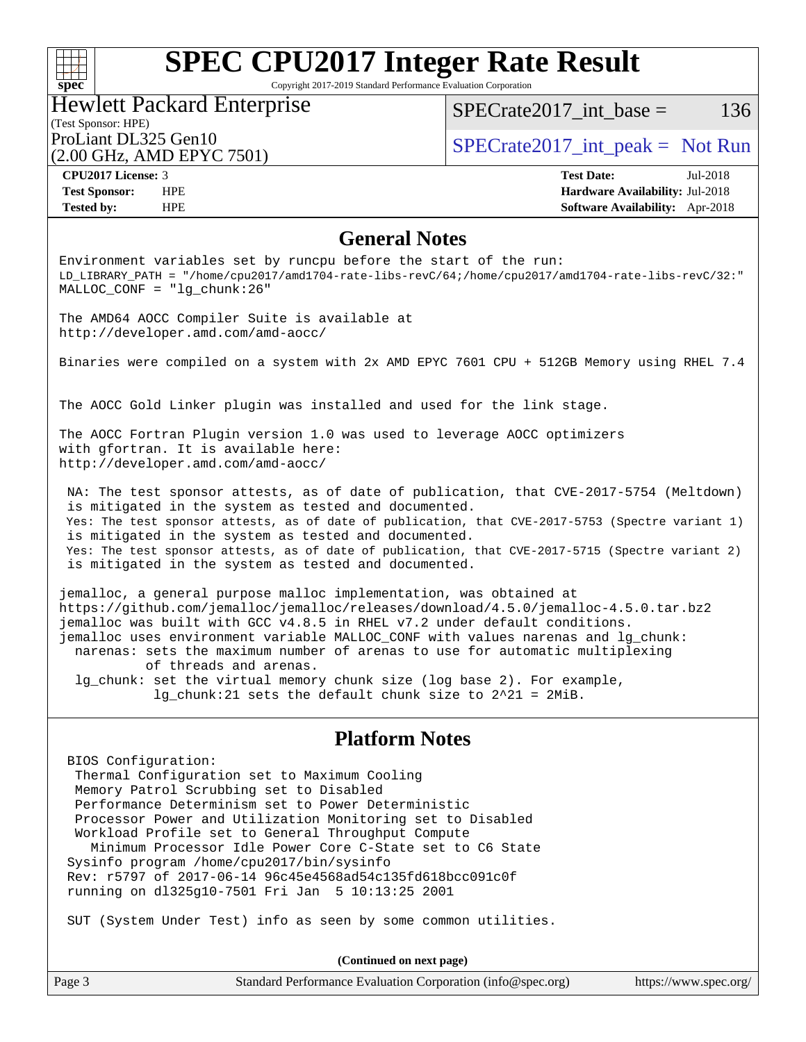## General Notes

```
Environment variables set by runcpu before the start of the run:
LD_LIBRARY_PATH = "/home/cpu2017/amd1704-rate-libs-revC/64;/home/cpu2017/amd1704-rate-libs-revC/32:"
MALLOC_CONF = "lg_chunk:26"

The AMD64 AOCC Compiler Suite is available at
http://developer.amd.com/amd-aocc/

Binaries were compiled on a system with 2x AMD EPYC 7601 CPU + 512GB Memory using RHEL 7.4


The AOCC Gold Linker plugin was installed and used for the link stage.

The AOCC Fortran Plugin version 1.0 was used to leverage AOCC optimizers
with gfortran. It is available here:
http://developer.amd.com/amd-aocc/

 NA: The test sponsor attests, as of date of publication, that CVE-2017-5754 (Meltdown)
 is mitigated in the system as tested and documented.
 Yes: The test sponsor attests, as of date of publication, that CVE-2017-5753 (Spectre variant 1)
 is mitigated in the system as tested and documented.
 Yes: The test sponsor attests, as of date of publication, that CVE-2017-5715 (Spectre variant 2)
 is mitigated in the system as tested and documented.

jemalloc, a general purpose malloc implementation, was obtained at
https://github.com/jemalloc/jemalloc/releases/download/4.5.0/jemalloc-4.5.0.tar.bz2
jemalloc was built with GCC v4.8.5 in RHEL v7.2 under default conditions.
jemalloc uses environment variable MALLOC_CONF with values narenas and lg_chunk:
  narenas: sets the maximum number of arenas to use for automatic multiplexing
           of threads and arenas.
  lg_chunk: set the virtual memory chunk size (log base 2). For example,
            lg_chunk:21 sets the default chunk size to 2^21 = 2MiB.
```

## Platform Notes

```
 BIOS Configuration:
  Thermal Configuration set to Maximum Cooling
  Memory Patrol Scrubbing set to Disabled
  Performance Determinism set to Power Deterministic
  Processor Power and Utilization Monitoring set to Disabled
  Workload Profile set to General Throughput Compute
    Minimum Processor Idle Power Core C-State set to C6 State
 Sysinfo program /home/cpu2017/bin/sysinfo
 Rev: r5797 of 2017-06-14 96c45e4568ad54c135fd618bcc091c0f
 running on dl325g10-7501 Fri Jan  5 10:13:25 2001

 SUT (System Under Test) info as seen by some common utilities.
```

(Continued on next page)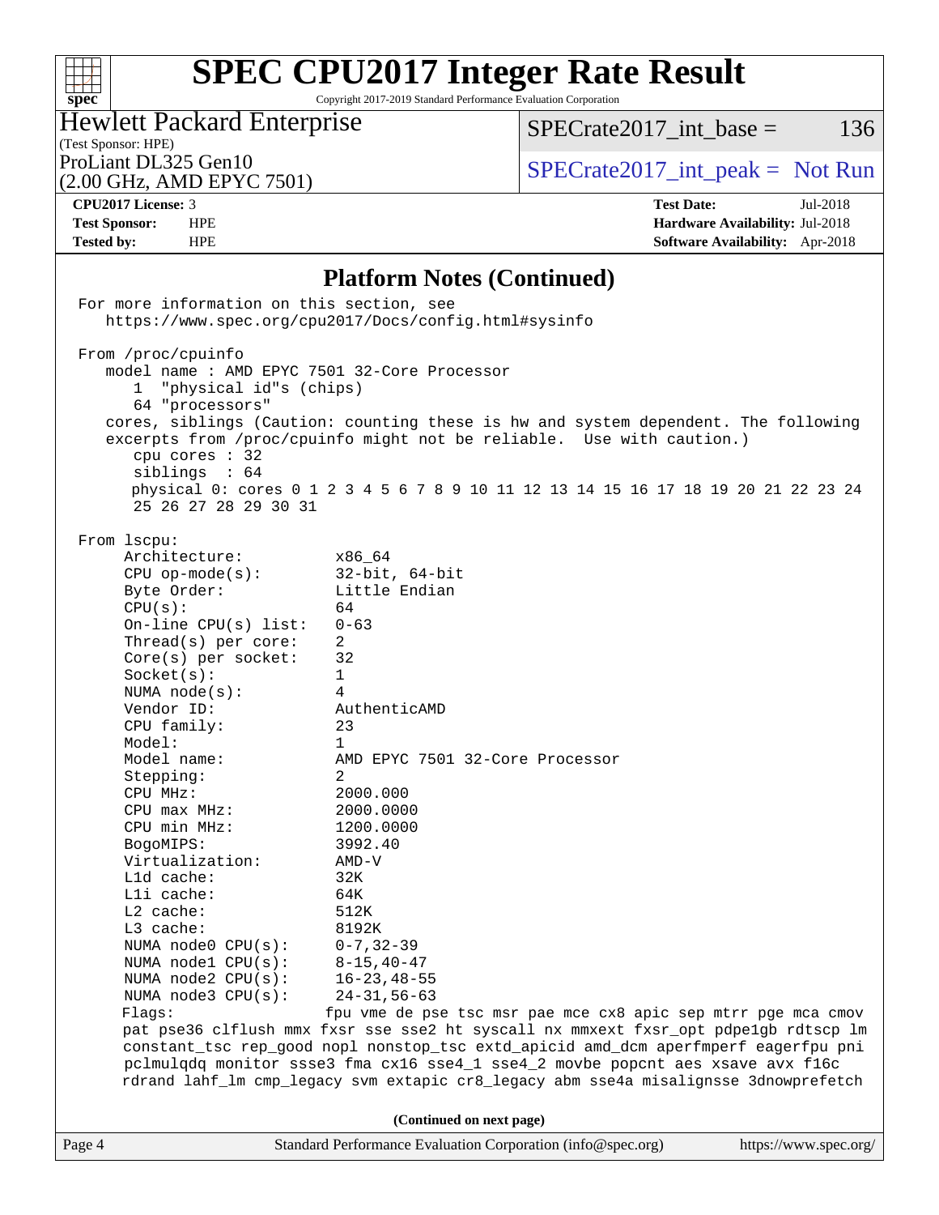## Platform Notes (Continued)

```
For more information on this section, see
   https://www.spec.org/cpu2017/Docs/config.html#sysinfo

From /proc/cpuinfo
   model name : AMD EPYC 7501 32-Core Processor
      1  "physical id"s (chips)
      64 "processors"
   cores, siblings (Caution: counting these is hw and system dependent. The following
   excerpts from /proc/cpuinfo might not be reliable.  Use with caution.)
      cpu cores : 32
      siblings  : 64
      physical 0: cores 0 1 2 3 4 5 6 7 8 9 10 11 12 13 14 15 16 17 18 19 20 21 22 23 24
      25 26 27 28 29 30 31

From lscpu:
     Architecture:          x86_64
     CPU op-mode(s):        32-bit, 64-bit
     Byte Order:            Little Endian
     CPU(s):                64
     On-line CPU(s) list:   0-63
     Thread(s) per core:    2
     Core(s) per socket:    32
     Socket(s):             1
     NUMA node(s):          4
     Vendor ID:             AuthenticAMD
     CPU family:            23
     Model:                 1
     Model name:            AMD EPYC 7501 32-Core Processor
     Stepping:              2
     CPU MHz:               2000.000
     CPU max MHz:           2000.0000
     CPU min MHz:           1200.0000
     BogoMIPS:              3992.40
     Virtualization:        AMD-V
     L1d cache:             32K
     L1i cache:             64K
     L2 cache:              512K
     L3 cache:              8192K
     NUMA node0 CPU(s):     0-7,32-39
     NUMA node1 CPU(s):     8-15,40-47
     NUMA node2 CPU(s):     16-23,48-55
     NUMA node3 CPU(s):     24-31,56-63
     Flags:                 fpu vme de pse tsc msr pae mce cx8 apic sep mtrr pge mca cmov
     pat pse36 clflush mmx fxsr sse sse2 ht syscall nx mmxext fxsr_opt pdpe1gb rdtscp lm
     constant_tsc rep_good nopl nonstop_tsc extd_apicid amd_dcm aperfmperf eagerfpu pni
     pclmulqdq monitor ssse3 fma cx16 sse4_1 sse4_2 movbe popcnt aes xsave avx f16c
     rdrand lahf_lm cmp_legacy svm extapic cr8_legacy abm sse4a misalignsse 3dnowprefetch
```

(Continued on next page)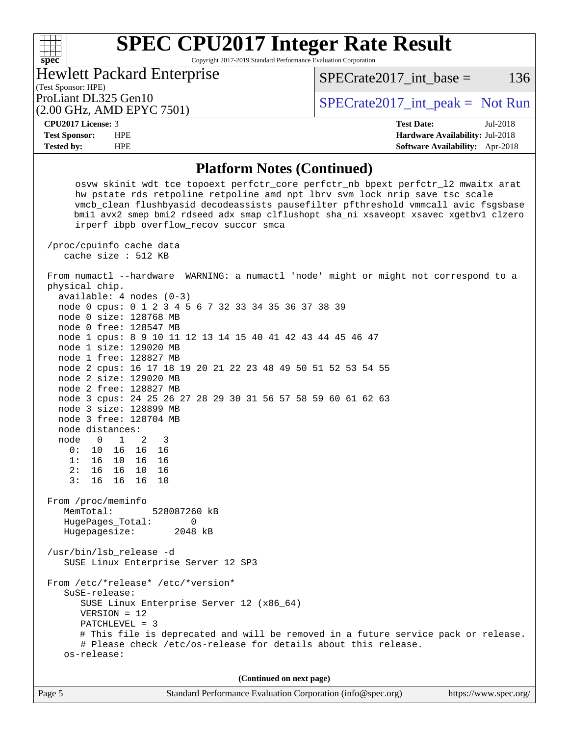## Platform Notes (Continued)

```
     osvw skinit wdt tce topoext perfctr_core perfctr_nb bpext perfctr_l2 mwaitx arat
     hw_pstate rds retpoline retpoline_amd npt lbrv svm_lock nrip_save tsc_scale
     vmcb_clean flushbyasid decodeassists pausefilter pfthreshold vmmcall avic fsgsbase
     bmi1 avx2 smep bmi2 rdseed adx smap clflushopt sha_ni xsaveopt xsavec xgetbv1 clzero
     irperf ibpb overflow_recov succor smca

 /proc/cpuinfo cache data
    cache size : 512 KB

 From numactl --hardware  WARNING: a numactl 'node' might or might not correspond to a
 physical chip.
   available: 4 nodes (0-3)
   node 0 cpus: 0 1 2 3 4 5 6 7 32 33 34 35 36 37 38 39
   node 0 size: 128768 MB
   node 0 free: 128547 MB
   node 1 cpus: 8 9 10 11 12 13 14 15 40 41 42 43 44 45 46 47
   node 1 size: 129020 MB
   node 1 free: 128827 MB
   node 2 cpus: 16 17 18 19 20 21 22 23 48 49 50 51 52 53 54 55
   node 2 size: 129020 MB
   node 2 free: 128827 MB
   node 3 cpus: 24 25 26 27 28 29 30 31 56 57 58 59 60 61 62 63
   node 3 size: 128899 MB
   node 3 free: 128704 MB
   node distances:
   node   0   1   2   3
     0:  10  16  16  16
     1:  16  10  16  16
     2:  16  16  10  16
     3:  16  16  16  10

 From /proc/meminfo
    MemTotal:       528087260 kB
    HugePages_Total:       0
    Hugepagesize:       2048 kB

 /usr/bin/lsb_release -d
    SUSE Linux Enterprise Server 12 SP3

 From /etc/*release* /etc/*version*
    SuSE-release:
       SUSE Linux Enterprise Server 12 (x86_64)
       VERSION = 12
       PATCHLEVEL = 3
       # This file is deprecated and will be removed in a future service pack or release.
       # Please check /etc/os-release for details about this release.
    os-release:
```

(Continued on next page)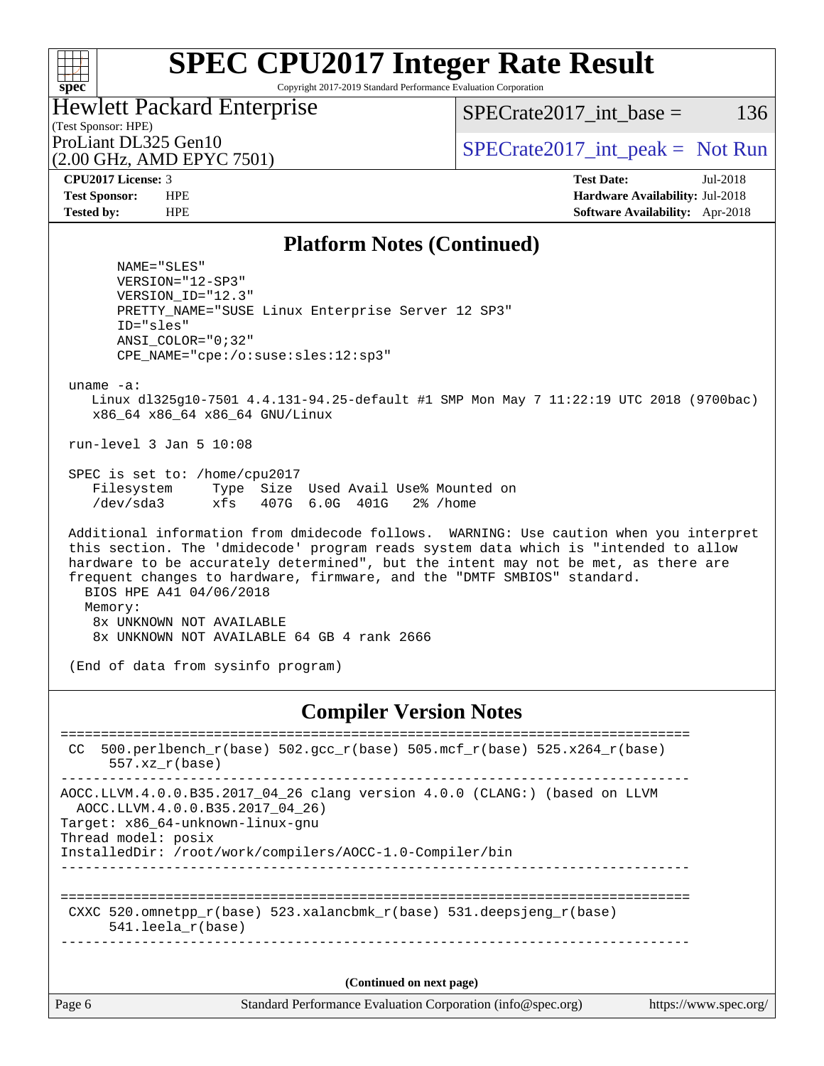# SPEC CPU2017 Integer Rate Result

Copyright 2017-2019 Standard Performance Evaluation Corporation

**Hewlett Packard Enterprise**
(Test Sponsor: HPE)
ProLiant DL325 Gen10
(2.00 GHz, AMD EPYC 7501)

SPECrate2017_int_base = 136

SPECrate2017_int_peak = Not Run

**CPU2017 License:** 3
**Test Sponsor:** HPE
**Tested by:** HPE

**Test Date:** Jul-2018
**Hardware Availability:** Jul-2018
**Software Availability:** Apr-2018

## Platform Notes (Continued)

```
      NAME="SLES"
      VERSION="12-SP3"
      VERSION_ID="12.3"
      PRETTY_NAME="SUSE Linux Enterprise Server 12 SP3"
      ID="sles"
      ANSI_COLOR="0;32"
      CPE_NAME="cpe:/o:suse:sles:12:sp3"

 uname -a:
    Linux dl325g10-7501 4.4.131-94.25-default #1 SMP Mon May 7 11:22:19 UTC 2018 (9700bac)
    x86_64 x86_64 x86_64 GNU/Linux

 run-level 3 Jan 5 10:08

 SPEC is set to: /home/cpu2017
    Filesystem     Type  Size  Used Avail Use% Mounted on
    /dev/sda3      xfs   407G  6.0G  401G   2% /home

 Additional information from dmidecode follows.  WARNING: Use caution when you interpret
 this section. The 'dmidecode' program reads system data which is "intended to allow
 hardware to be accurately determined", but the intent may not be met, as there are
 frequent changes to hardware, firmware, and the "DMTF SMBIOS" standard.
   BIOS HPE A41 04/06/2018
   Memory:
    8x UNKNOWN NOT AVAILABLE
    8x UNKNOWN NOT AVAILABLE 64 GB 4 rank 2666

 (End of data from sysinfo program)
```

## Compiler Version Notes

```
==============================================================================
 CC  500.perlbench_r(base) 502.gcc_r(base) 505.mcf_r(base) 525.x264_r(base)
      557.xz_r(base)
------------------------------------------------------------------------------
AOCC.LLVM.4.0.0.B35.2017_04_26 clang version 4.0.0 (CLANG:) (based on LLVM
  AOCC.LLVM.4.0.0.B35.2017_04_26)
Target: x86_64-unknown-linux-gnu
Thread model: posix
InstalledDir: /root/work/compilers/AOCC-1.0-Compiler/bin
------------------------------------------------------------------------------

==============================================================================
 CXXC 520.omnetpp_r(base) 523.xalancbmk_r(base) 531.deepsjeng_r(base)
      541.leela_r(base)
------------------------------------------------------------------------------
```

**(Continued on next page)**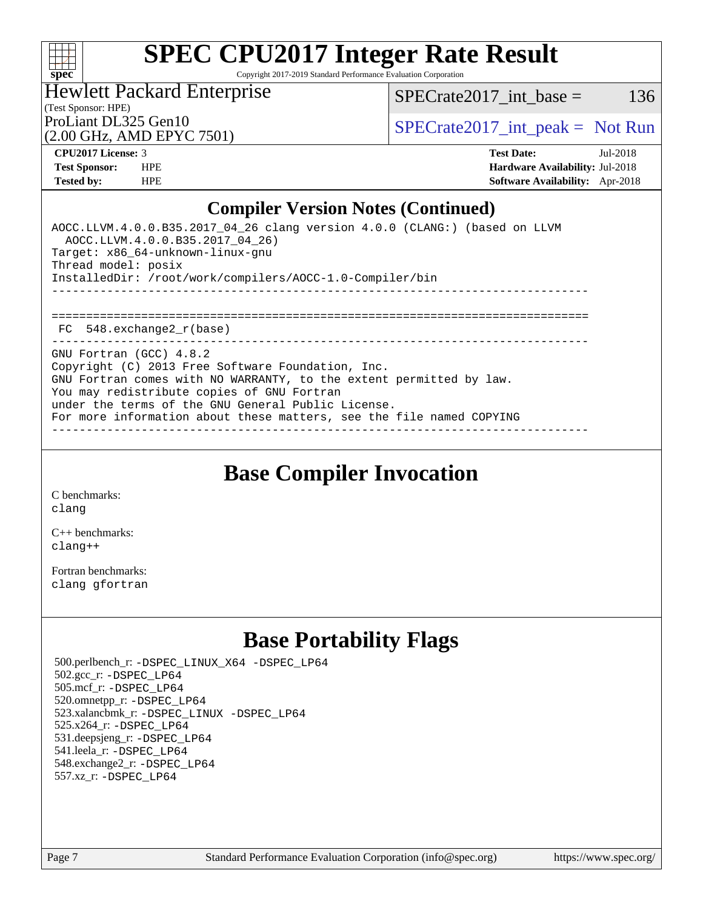# SPEC CPU2017 Integer Rate Result

Copyright 2017-2019 Standard Performance Evaluation Corporation

**Hewlett Packard Enterprise**
(Test Sponsor: HPE)
ProLiant DL325 Gen10
(2.00 GHz, AMD EPYC 7501)

SPECrate2017_int_base = 136

SPECrate2017_int_peak = Not Run

| | | | |
|---|---|---|---|
| **CPU2017 License:** | 3 | **Test Date:** | Jul-2018 |
| **Test Sponsor:** | HPE | **Hardware Availability:** | Jul-2018 |
| **Tested by:** | HPE | **Software Availability:** | Apr-2018 |

## Compiler Version Notes (Continued)

```
AOCC.LLVM.4.0.0.B35.2017_04_26 clang version 4.0.0 (CLANG:) (based on LLVM
  AOCC.LLVM.4.0.0.B35.2017_04_26)
Target: x86_64-unknown-linux-gnu
Thread model: posix
InstalledDir: /root/work/compilers/AOCC-1.0-Compiler/bin
------------------------------------------------------------------------------

==============================================================================
 FC  548.exchange2_r(base)
------------------------------------------------------------------------------
GNU Fortran (GCC) 4.8.2
Copyright (C) 2013 Free Software Foundation, Inc.
GNU Fortran comes with NO WARRANTY, to the extent permitted by law.
You may redistribute copies of GNU Fortran
under the terms of the GNU General Public License.
For more information about these matters, see the file named COPYING
------------------------------------------------------------------------------
```

## Base Compiler Invocation

C benchmarks:
clang

C++ benchmarks:
clang++

Fortran benchmarks:
clang gfortran

## Base Portability Flags

500.perlbench_r: -DSPEC_LINUX_X64 -DSPEC_LP64
502.gcc_r: -DSPEC_LP64
505.mcf_r: -DSPEC_LP64
520.omnetpp_r: -DSPEC_LP64
523.xalancbmk_r: -DSPEC_LINUX -DSPEC_LP64
525.x264_r: -DSPEC_LP64
531.deepsjeng_r: -DSPEC_LP64
541.leela_r: -DSPEC_LP64
548.exchange2_r: -DSPEC_LP64
557.xz_r: -DSPEC_LP64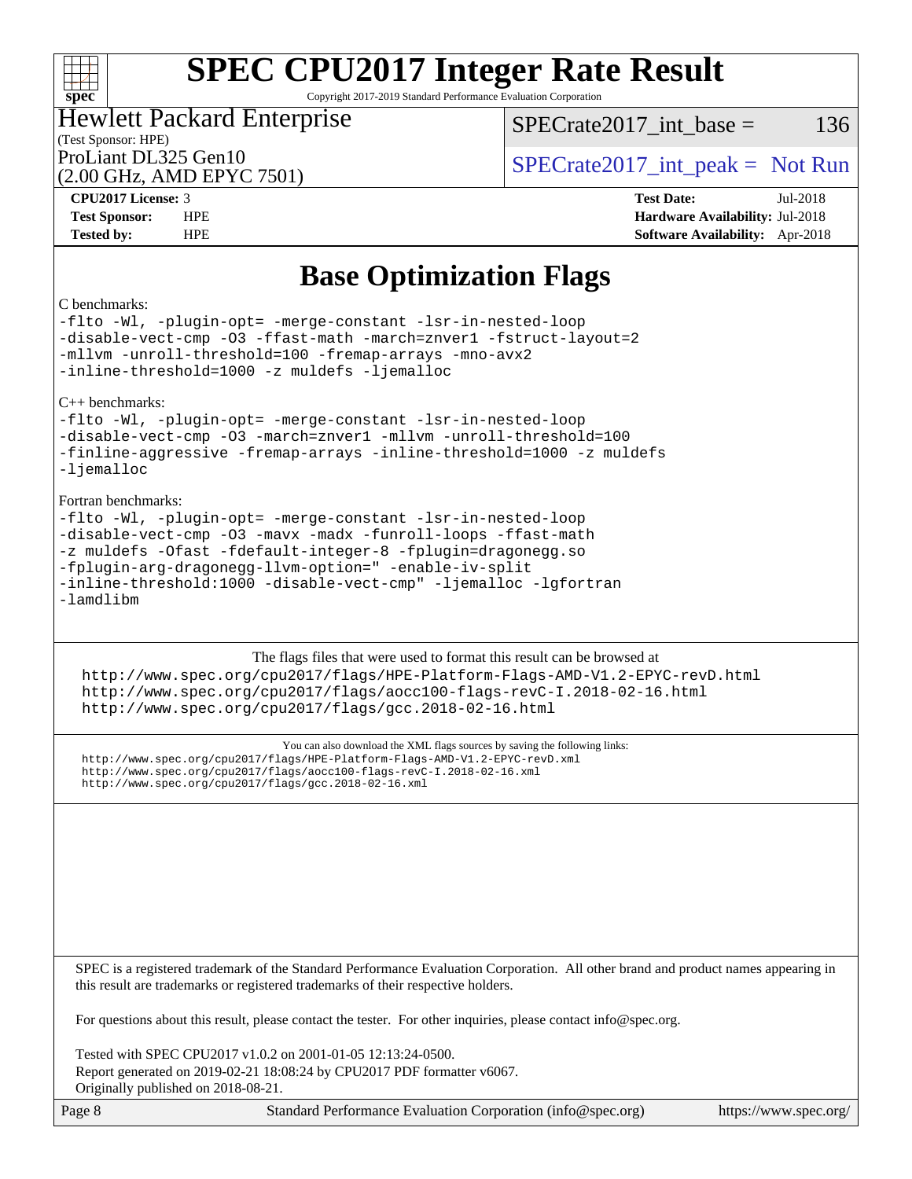# SPEC CPU2017 Integer Rate Result

Copyright 2017-2019 Standard Performance Evaluation Corporation

Hewlett Packard Enterprise
(Test Sponsor: HPE)
ProLiant DL325 Gen10
(2.00 GHz, AMD EPYC 7501)

SPECrate2017_int_base = 136

SPECrate2017_int_peak = Not Run

**CPU2017 License:** 3
**Test Sponsor:** HPE
**Tested by:** HPE

**Test Date:** Jul-2018
**Hardware Availability:** Jul-2018
**Software Availability:** Apr-2018

## Base Optimization Flags

C benchmarks:

```
-flto -Wl, -plugin-opt= -merge-constant -lsr-in-nested-loop
-disable-vect-cmp -O3 -ffast-math -march=znver1 -fstruct-layout=2
-mllvm -unroll-threshold=100 -fremap-arrays -mno-avx2
-inline-threshold=1000 -z muldefs -ljemalloc
```

C++ benchmarks:

```
-flto -Wl, -plugin-opt= -merge-constant -lsr-in-nested-loop
-disable-vect-cmp -O3 -march=znver1 -mllvm -unroll-threshold=100
-finline-aggressive -fremap-arrays -inline-threshold=1000 -z muldefs
-ljemalloc
```

Fortran benchmarks:

```
-flto -Wl, -plugin-opt= -merge-constant -lsr-in-nested-loop
-disable-vect-cmp -O3 -mavx -madx -funroll-loops -ffast-math
-z muldefs -Ofast -fdefault-integer-8 -fplugin=dragonegg.so
-fplugin-arg-dragonegg-llvm-option=" -enable-iv-split
-inline-threshold:1000 -disable-vect-cmp" -ljemalloc -lgfortran
-lamdlibm
```

The flags files that were used to format this result can be browsed at
http://www.spec.org/cpu2017/flags/HPE-Platform-Flags-AMD-V1.2-EPYC-revD.html
http://www.spec.org/cpu2017/flags/aocc100-flags-revC-I.2018-02-16.html
http://www.spec.org/cpu2017/flags/gcc.2018-02-16.html

You can also download the XML flags sources by saving the following links:
http://www.spec.org/cpu2017/flags/HPE-Platform-Flags-AMD-V1.2-EPYC-revD.xml
http://www.spec.org/cpu2017/flags/aocc100-flags-revC-I.2018-02-16.xml
http://www.spec.org/cpu2017/flags/gcc.2018-02-16.xml

SPEC is a registered trademark of the Standard Performance Evaluation Corporation. All other brand and product names appearing in this result are trademarks or registered trademarks of their respective holders.

For questions about this result, please contact the tester. For other inquiries, please contact info@spec.org.

Tested with SPEC CPU2017 v1.0.2 on 2001-01-05 12:13:24-0500.
Report generated on 2019-02-21 18:08:24 by CPU2017 PDF formatter v6067.
Originally published on 2018-08-21.